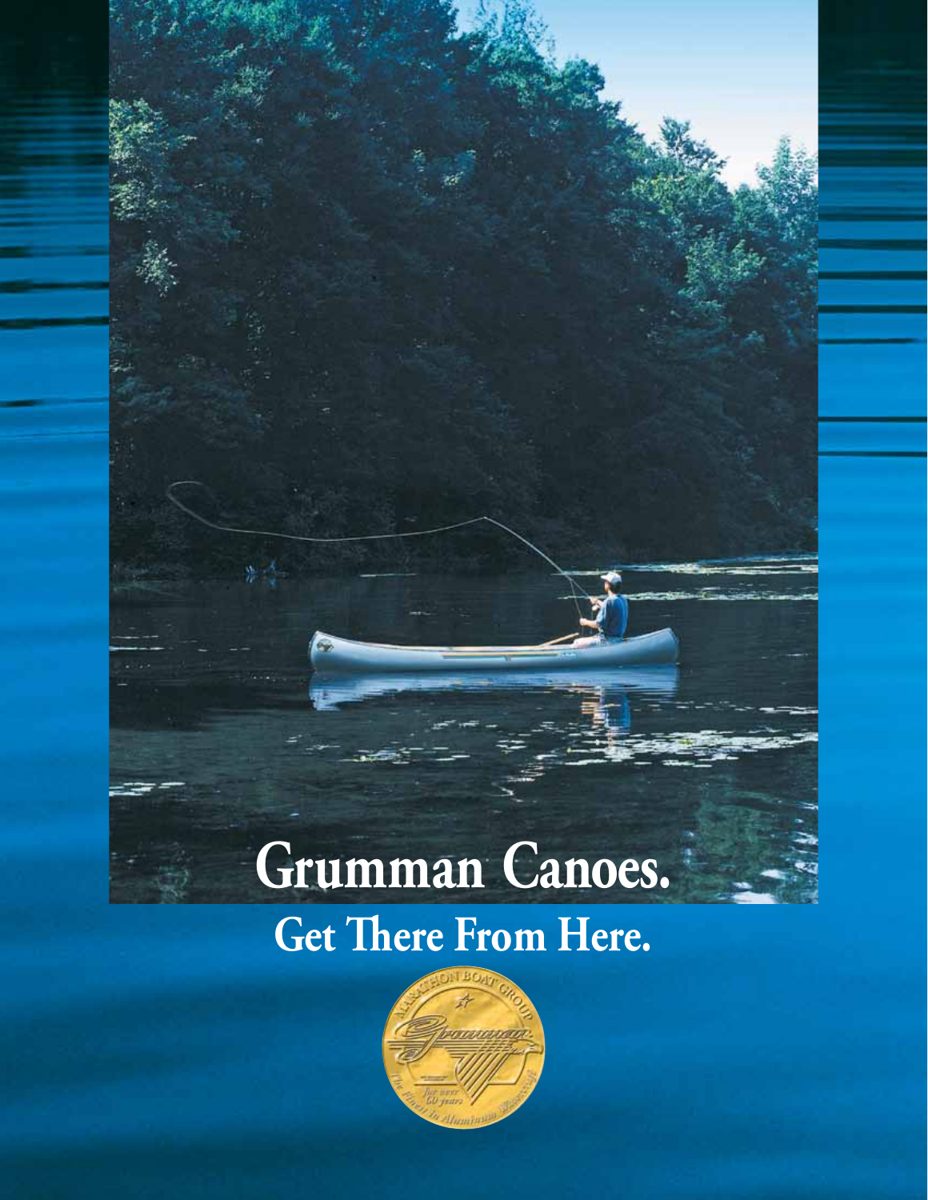# Grumman Canoes.

## Get There From Here.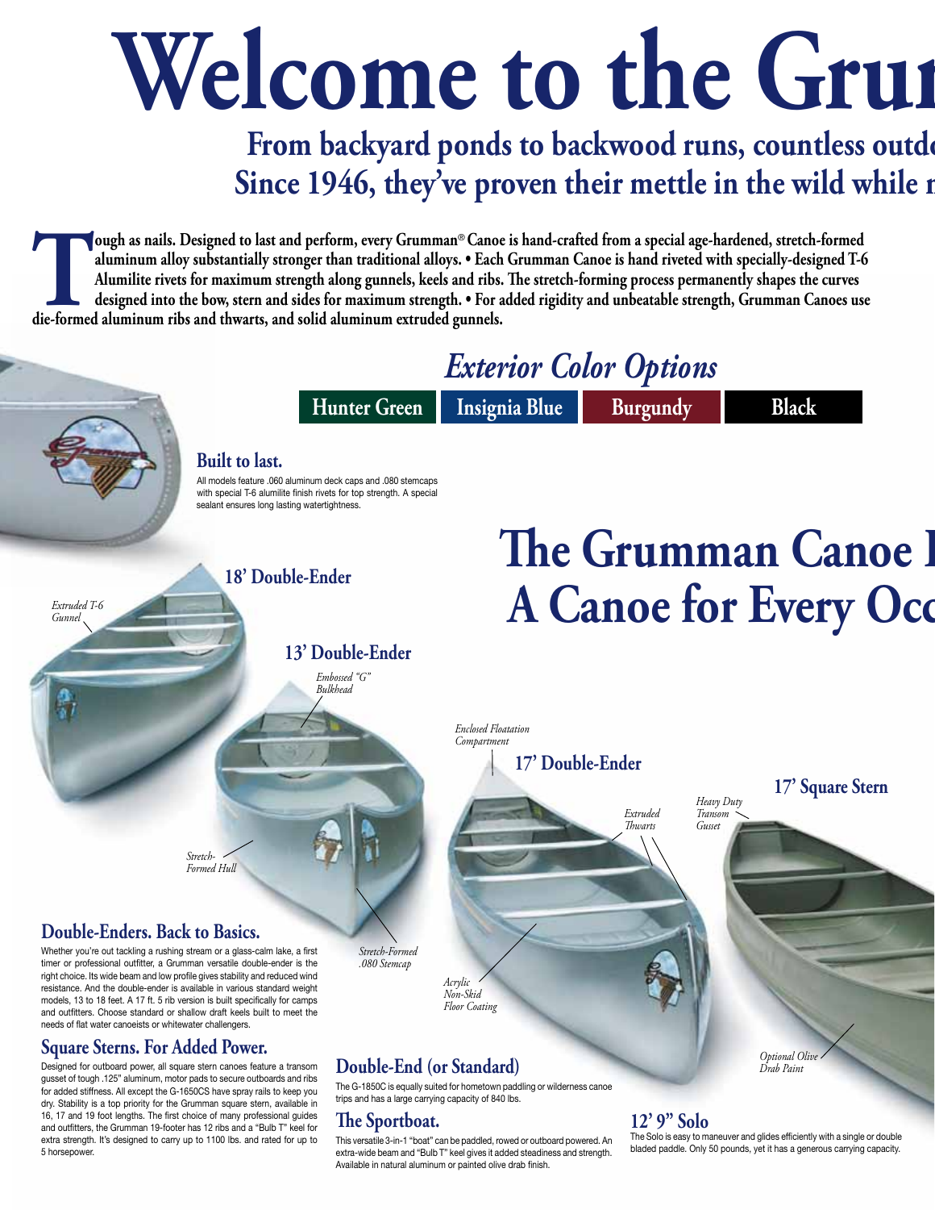# Welcome to the Grum

## From backyard ponds to backwood runs, countless outdo
## Since 1946, they've proven their mettle in the wild while r

**Tough as nails. Designed to last and perform, every Grumman® Canoe is hand-crafted from a special age-hardened, stretch-formed aluminum alloy substantially stronger than traditional alloys. • Each Grumman Canoe is hand riveted with specially-designed T-6 Alumilite rivets for maximum strength along gunnels, keels and ribs. The stretch-forming process permanently shapes the curves designed into the bow, stern and sides for maximum strength. • For added rigidity and unbeatable strength, Grumman Canoes use die-formed aluminum ribs and thwarts, and solid aluminum extruded gunnels.**

## *Exterior Color Options*

| Hunter Green | Insignia Blue | Burgundy | Black |
|---|---|---|---|

### Built to last.

All models feature .060 aluminum deck caps and .080 stemcaps with special T-6 alumilite finish rivets for top strength. A special sealant ensures long lasting watertightness.

## The Grumman Canoe I
## A Canoe for Every Occ

### 18' Double-Ender

*Extruded T-6 Gunnel*

### 13' Double-Ender

*Embossed "G" Bulkhead*

*Stretch-Formed Hull*

*Stretch-Formed .080 Stemcap*

*Enclosed Floatation Compartment*

### 17' Double-Ender

*Extruded Thwarts*

*Acrylic Non-Skid Floor Coating*

### 17' Square Stern

*Heavy Duty Transom Gusset*

*Optional Olive Drab Paint*

### Double-Enders. Back to Basics.

Whether you're out tackling a rushing stream or a glass-calm lake, a first timer or professional outfitter, a Grumman versatile double-ender is the right choice. Its wide beam and low profile gives stability and reduced wind resistance. And the double-ender is available in various standard weight models, 13 to 18 feet. A 17 ft. 5 rib version is built specifically for camps and outfitters. Choose standard or shallow draft keels built to meet the needs of flat water canoeists or whitewater challengers.

### Square Sterns. For Added Power.

Designed for outboard power, all square stern canoes feature a transom gusset of tough .125" aluminum, motor pads to secure outboards and ribs for added stiffness. All except the G-1650CS have spray rails to keep you dry. Stability is a top priority for the Grumman square stern, available in 16, 17 and 19 foot lengths. The first choice of many professional guides and outfitters, the Grumman 19-footer has 12 ribs and a "Bulb T" keel for extra strength. It's designed to carry up to 1100 lbs. and rated for up to 5 horsepower.

### Double-End (or Standard)

The G-1850C is equally suited for hometown paddling or wilderness canoe trips and has a large carrying capacity of 840 lbs.

### The Sportboat.

This versatile 3-in-1 "boat" can be paddled, rowed or outboard powered. An extra-wide beam and "Bulb T" keel gives it added steadiness and strength. Available in natural aluminum or painted olive drab finish.

### 12' 9" Solo

The Solo is easy to maneuver and glides efficiently with a single or double bladed paddle. Only 50 pounds, yet it has a generous carrying capacity.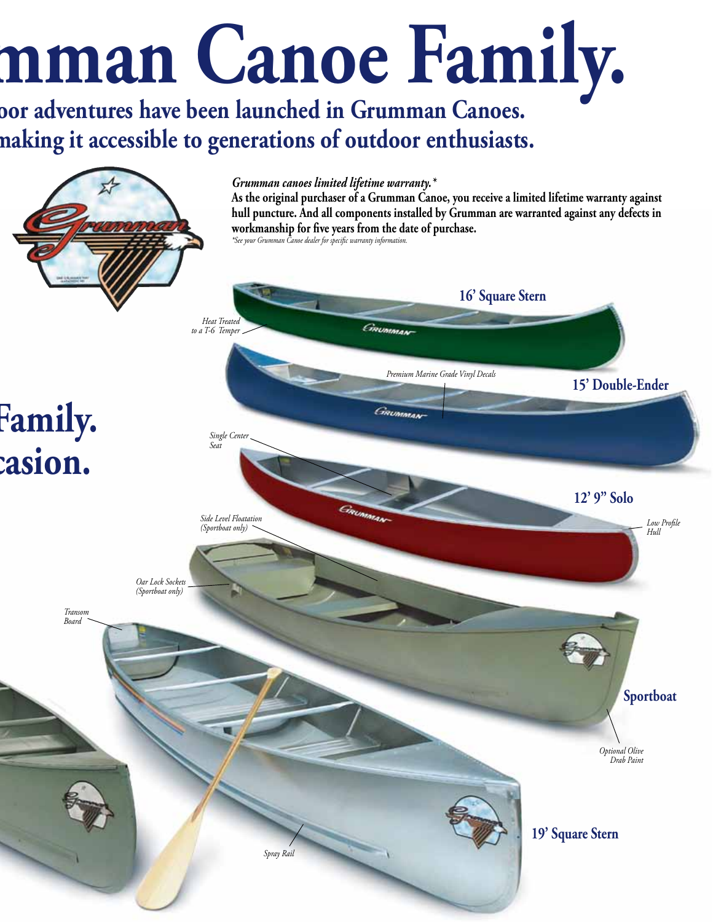# mman Canoe Family.

## oor adventures have been launched in Grumman Canoes.
## naking it accessible to generations of outdoor enthusiasts.

***Grumman canoes limited lifetime warranty.****
**As the original purchaser of a Grumman Canoe, you receive a limited lifetime warranty against hull puncture. And all components installed by Grumman are warranted against any defects in workmanship for five years from the date of purchase.**
*\*See your Grumman Canoe dealer for specific warranty information.*

## Family.
## casion.

**16' Square Stern**

*Heat Treated to a T-6 Temper*

**15' Double-Ender**

*Premium Marine Grade Vinyl Decals*

**12' 9" Solo**

*Single Center Seat*

*Low Profile Hull*

**Sportboat**

*Side Level Floatation (Sportboat only)*

*Oar Lock Sockets (Sportboat only)*

*Optional Olive Drab Paint*

**19' Square Stern**

*Transom Board*

*Spray Rail*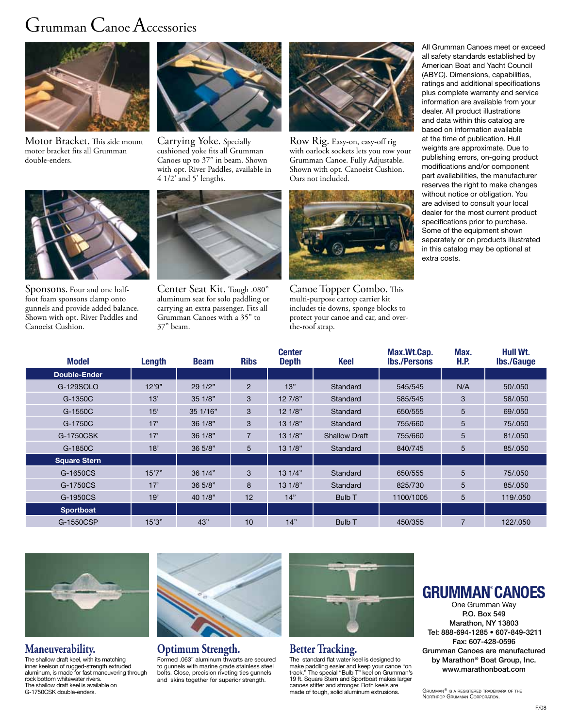# Grumman Canoe Accessories

**Motor Bracket.** This side mount motor bracket fits all Grumman double-enders.

**Carrying Yoke.** Specially cushioned yoke fits all Grumman Canoes up to 37" in beam. Shown with opt. River Paddles, available in 4 1/2' and 5' lengths.

**Row Rig.** Easy-on, easy-off rig with oarlock sockets lets you row your Grumman Canoe. Fully Adjustable. Shown with opt. Canoeist Cushion. Oars not included.

**Sponsons.** Four and one half-foot foam sponsons clamp onto gunnels and provide added balance. Shown with opt. River Paddles and Canoeist Cushion.

**Center Seat Kit.** Tough .080" aluminum seat for solo paddling or carrying an extra passenger. Fits all Grumman Canoes with a 35" to 37" beam.

**Canoe Topper Combo.** This multi-purpose cartop carrier kit includes tie downs, sponge blocks to protect your canoe and car, and over-the-roof strap.

All Grumman Canoes meet or exceed all safety standards established by American Boat and Yacht Council (ABYC). Dimensions, capabilities, ratings and additional specifications plus complete warranty and service information are available from your dealer. All product illustrations and data within this catalog are based on information available at the time of publication. Hull weights are approximate. Due to publishing errors, on-going product modifications and/or component part availabilities, the manufacturer reserves the right to make changes without notice or obligation. You are advised to consult your local dealer for the most current product specifications prior to purchase. Some of the equipment shown separately or on products illustrated in this catalog may be optional at extra costs.

| Model | Length | Beam | Ribs | Center Depth | Keel | Max.Wt.Cap. lbs./Persons | Max. H.P. | Hull Wt. lbs./Gauge |
|---|---|---|---|---|---|---|---|---|
| **Double-Ender** | | | | | | | | |
| G-129SOLO | 12'9" | 29 1/2" | 2 | 13" | Standard | 545/545 | N/A | 50/.050 |
| G-1350C | 13' | 35 1/8" | 3 | 12 7/8" | Standard | 585/545 | 3 | 58/.050 |
| G-1550C | 15' | 35 1/16" | 3 | 12 1/8" | Standard | 650/555 | 5 | 69/.050 |
| G-1750C | 17' | 36 1/8" | 3 | 13 1/8" | Standard | 755/660 | 5 | 75/.050 |
| G-1750CSK | 17' | 36 1/8" | 7 | 13 1/8" | Shallow Draft | 755/660 | 5 | 81/.050 |
| G-1850C | 18' | 36 5/8" | 5 | 13 1/8" | Standard | 840/745 | 5 | 85/.050 |
| **Square Stern** | | | | | | | | |
| G-1650CS | 15'7" | 36 1/4" | 3 | 13 1/4" | Standard | 650/555 | 5 | 75/.050 |
| G-1750CS | 17' | 36 5/8" | 8 | 13 1/8" | Standard | 825/730 | 5 | 85/.050 |
| G-1950CS | 19' | 40 1/8" | 12 | 14" | Bulb T | 1100/1005 | 5 | 119/.050 |
| **Sportboat** | | | | | | | | |
| G-1550CSP | 15'3" | 43" | 10 | 14" | Bulb T | 450/355 | 7 | 122/.050 |

## Maneuverability.

The shallow draft keel, with its matching inner keelson of rugged-strength extruded aluminum, is made for fast maneuvering through rock bottom whitewater rivers. The shallow draft keel is available on G-1750CSK double-enders.

## Optimum Strength.

Formed .063" aluminum thwarts are secured to gunnels with marine grade stainless steel bolts. Close, precision riveting ties gunnels and skins together for superior strength.

## Better Tracking.

The standard flat water keel is designed to make paddling easier and keep your canoe "on track." The special "Bulb T" keel on Grumman's 19 ft. Square Stern and Sportboat makes larger canoes stiffer and stronger. Both keels are made of tough, solid aluminum extrusions.

## GRUMMAN® CANOES

One Grumman Way
P.O. Box 549
Marathon, NY 13803
Tel: 888-694-1285 • 607-849-3211
Fax: 607-428-0596
Grumman Canoes are manufactured by Marathon® Boat Group, Inc.
www.marathonboat.com

GRUMMAN® IS A REGISTERED TRADEMARK OF THE NORTHROP GRUMMAN CORPORATION.

F/08